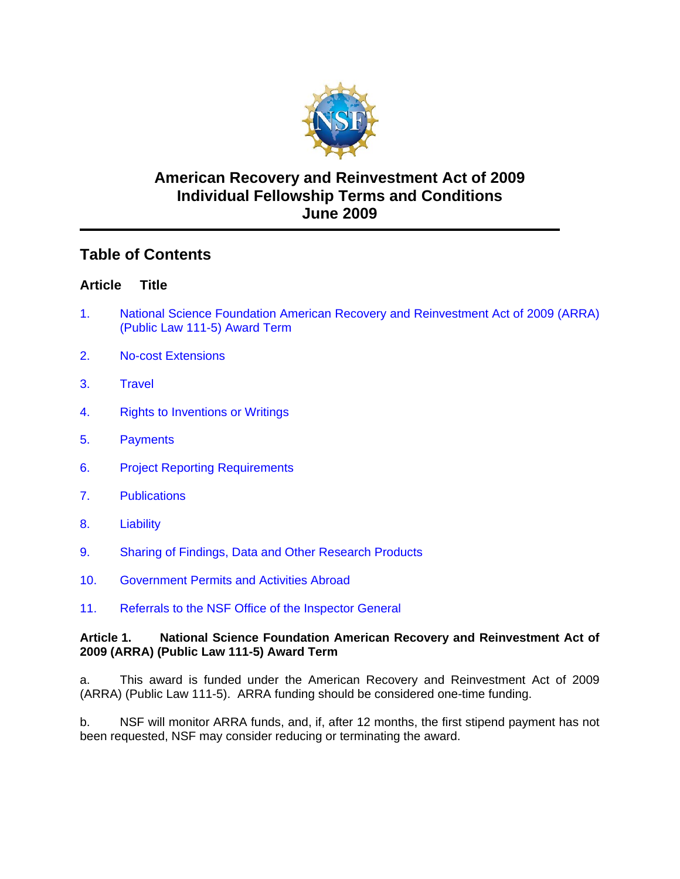# American Recovery and Reinvestment Act of 2009
# Individual Fellowship Terms and Conditions
# June 2009

## Table of Contents

**Article Title**

1. National Science Foundation American Recovery and Reinvestment Act of 2009 (ARRA) (Public Law 111-5) Award Term
2. No-cost Extensions
3. Travel
4. Rights to Inventions or Writings
5. Payments
6. Project Reporting Requirements
7. Publications
8. Liability
9. Sharing of Findings, Data and Other Research Products
10. Government Permits and Activities Abroad
11. Referrals to the NSF Office of the Inspector General

### Article 1. National Science Foundation American Recovery and Reinvestment Act of 2009 (ARRA) (Public Law 111-5) Award Term

a. This award is funded under the American Recovery and Reinvestment Act of 2009 (ARRA) (Public Law 111-5). ARRA funding should be considered one-time funding.

b. NSF will monitor ARRA funds, and, if, after 12 months, the first stipend payment has not been requested, NSF may consider reducing or terminating the award.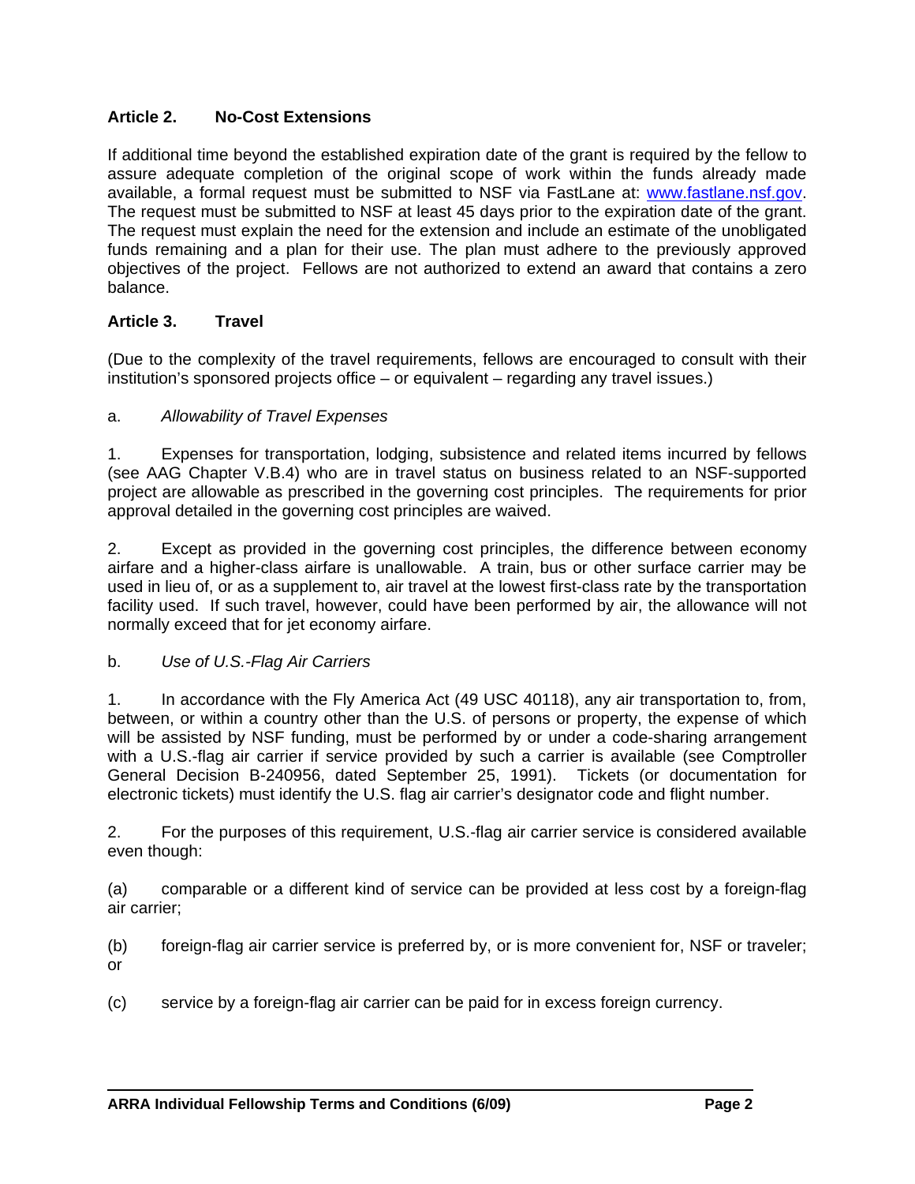## Article 2. No-Cost Extensions

If additional time beyond the established expiration date of the grant is required by the fellow to assure adequate completion of the original scope of work within the funds already made available, a formal request must be submitted to NSF via FastLane at: www.fastlane.nsf.gov. The request must be submitted to NSF at least 45 days prior to the expiration date of the grant. The request must explain the need for the extension and include an estimate of the unobligated funds remaining and a plan for their use. The plan must adhere to the previously approved objectives of the project. Fellows are not authorized to extend an award that contains a zero balance.

## Article 3. Travel

(Due to the complexity of the travel requirements, fellows are encouraged to consult with their institution's sponsored projects office – or equivalent – regarding any travel issues.)

a. *Allowability of Travel Expenses*

1. Expenses for transportation, lodging, subsistence and related items incurred by fellows (see AAG Chapter V.B.4) who are in travel status on business related to an NSF-supported project are allowable as prescribed in the governing cost principles. The requirements for prior approval detailed in the governing cost principles are waived.

2. Except as provided in the governing cost principles, the difference between economy airfare and a higher-class airfare is unallowable. A train, bus or other surface carrier may be used in lieu of, or as a supplement to, air travel at the lowest first-class rate by the transportation facility used. If such travel, however, could have been performed by air, the allowance will not normally exceed that for jet economy airfare.

b. *Use of U.S.-Flag Air Carriers*

1. In accordance with the Fly America Act (49 USC 40118), any air transportation to, from, between, or within a country other than the U.S. of persons or property, the expense of which will be assisted by NSF funding, must be performed by or under a code-sharing arrangement with a U.S.-flag air carrier if service provided by such a carrier is available (see Comptroller General Decision B-240956, dated September 25, 1991). Tickets (or documentation for electronic tickets) must identify the U.S. flag air carrier's designator code and flight number.

2. For the purposes of this requirement, U.S.-flag air carrier service is considered available even though:

(a) comparable or a different kind of service can be provided at less cost by a foreign-flag air carrier;

(b) foreign-flag air carrier service is preferred by, or is more convenient for, NSF or traveler; or

(c) service by a foreign-flag air carrier can be paid for in excess foreign currency.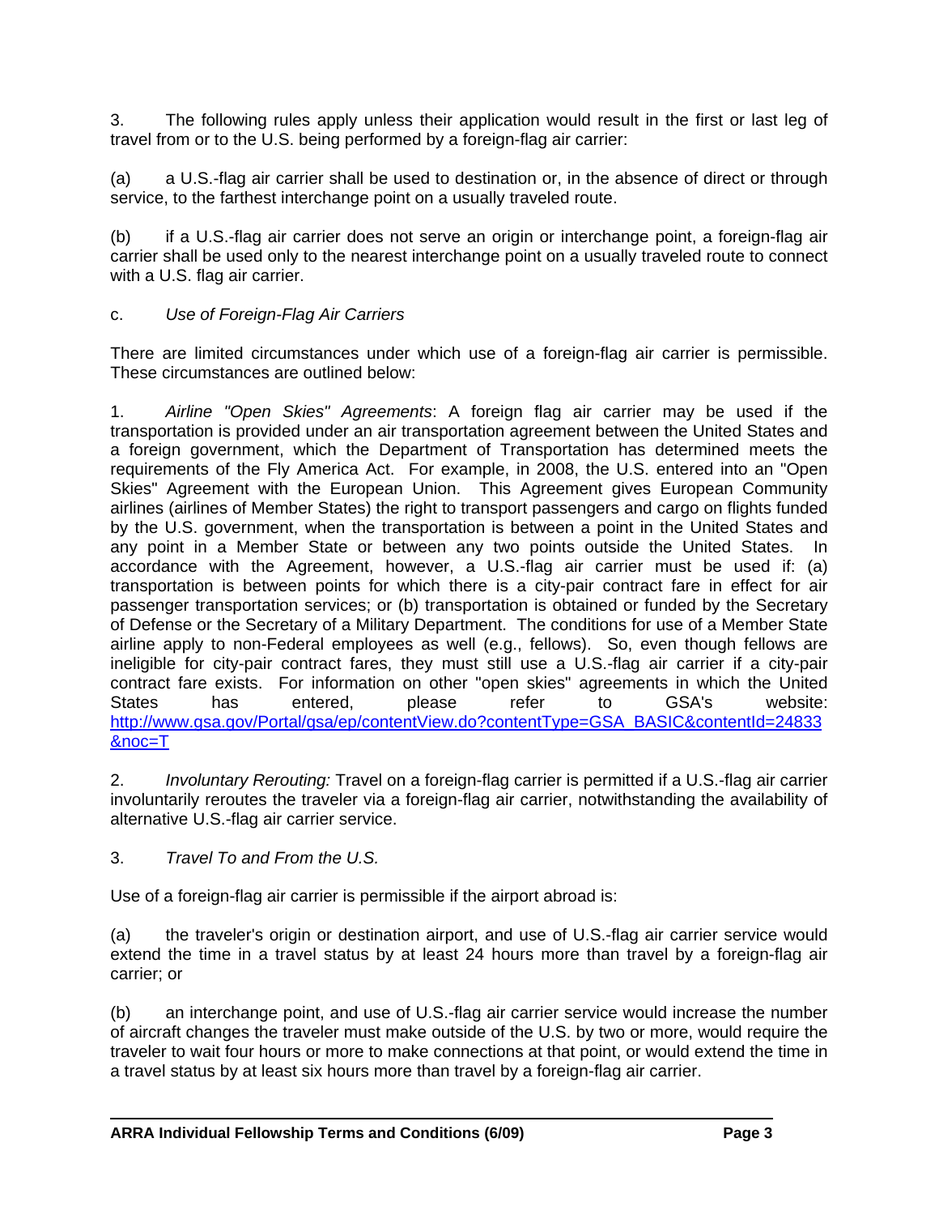3. The following rules apply unless their application would result in the first or last leg of travel from or to the U.S. being performed by a foreign-flag air carrier:

(a) a U.S.-flag air carrier shall be used to destination or, in the absence of direct or through service, to the farthest interchange point on a usually traveled route.

(b) if a U.S.-flag air carrier does not serve an origin or interchange point, a foreign-flag air carrier shall be used only to the nearest interchange point on a usually traveled route to connect with a U.S. flag air carrier.

c. *Use of Foreign-Flag Air Carriers*

There are limited circumstances under which use of a foreign-flag air carrier is permissible. These circumstances are outlined below:

1. *Airline "Open Skies" Agreements*: A foreign flag air carrier may be used if the transportation is provided under an air transportation agreement between the United States and a foreign government, which the Department of Transportation has determined meets the requirements of the Fly America Act. For example, in 2008, the U.S. entered into an "Open Skies" Agreement with the European Union. This Agreement gives European Community airlines (airlines of Member States) the right to transport passengers and cargo on flights funded by the U.S. government, when the transportation is between a point in the United States and any point in a Member State or between any two points outside the United States. In accordance with the Agreement, however, a U.S.-flag air carrier must be used if: (a) transportation is between points for which there is a city-pair contract fare in effect for air passenger transportation services; or (b) transportation is obtained or funded by the Secretary of Defense or the Secretary of a Military Department. The conditions for use of a Member State airline apply to non-Federal employees as well (e.g., fellows). So, even though fellows are ineligible for city-pair contract fares, they must still use a U.S.-flag air carrier if a city-pair contract fare exists. For information on other "open skies" agreements in which the United States has entered, please refer to GSA's website: [http://www.gsa.gov/Portal/gsa/ep/contentView.do?contentType=GSA_BASIC&contentId=24833&noc=T](http://www.gsa.gov/Portal/gsa/ep/contentView.do?contentType=GSA_BASIC&contentId=24833&noc=T)

2. *Involuntary Rerouting:* Travel on a foreign-flag carrier is permitted if a U.S.-flag air carrier involuntarily reroutes the traveler via a foreign-flag air carrier, notwithstanding the availability of alternative U.S.-flag air carrier service.

3. *Travel To and From the U.S.*

Use of a foreign-flag air carrier is permissible if the airport abroad is:

(a) the traveler's origin or destination airport, and use of U.S.-flag air carrier service would extend the time in a travel status by at least 24 hours more than travel by a foreign-flag air carrier; or

(b) an interchange point, and use of U.S.-flag air carrier service would increase the number of aircraft changes the traveler must make outside of the U.S. by two or more, would require the traveler to wait four hours or more to make connections at that point, or would extend the time in a travel status by at least six hours more than travel by a foreign-flag air carrier.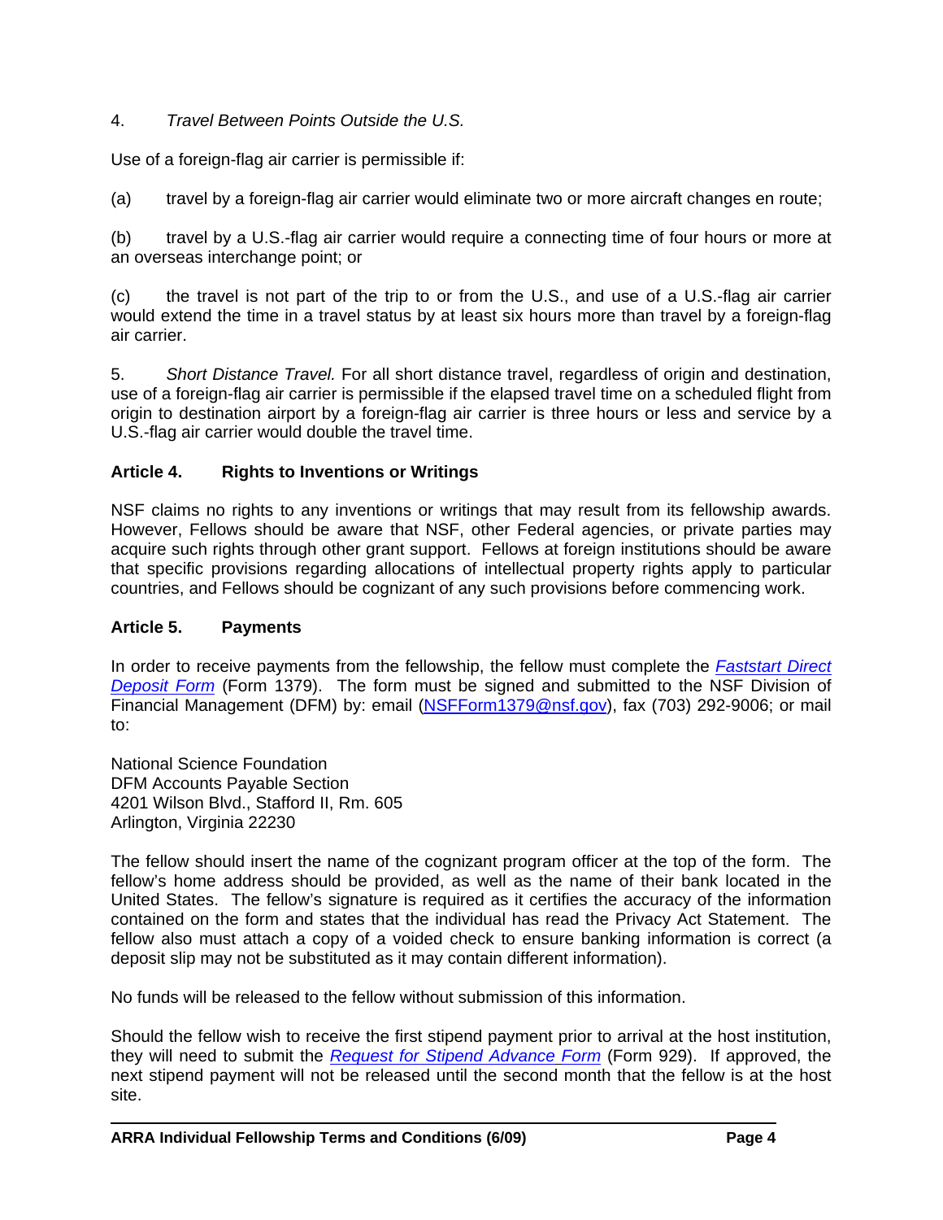4. *Travel Between Points Outside the U.S.*

Use of a foreign-flag air carrier is permissible if:

(a) travel by a foreign-flag air carrier would eliminate two or more aircraft changes en route;

(b) travel by a U.S.-flag air carrier would require a connecting time of four hours or more at an overseas interchange point; or

(c) the travel is not part of the trip to or from the U.S., and use of a U.S.-flag air carrier would extend the time in a travel status by at least six hours more than travel by a foreign-flag air carrier.

5. *Short Distance Travel.* For all short distance travel, regardless of origin and destination, use of a foreign-flag air carrier is permissible if the elapsed travel time on a scheduled flight from origin to destination airport by a foreign-flag air carrier is three hours or less and service by a U.S.-flag air carrier would double the travel time.

## Article 4. Rights to Inventions or Writings

NSF claims no rights to any inventions or writings that may result from its fellowship awards. However, Fellows should be aware that NSF, other Federal agencies, or private parties may acquire such rights through other grant support. Fellows at foreign institutions should be aware that specific provisions regarding allocations of intellectual property rights apply to particular countries, and Fellows should be cognizant of any such provisions before commencing work.

## Article 5. Payments

In order to receive payments from the fellowship, the fellow must complete the *Faststart Direct Deposit Form* (Form 1379). The form must be signed and submitted to the NSF Division of Financial Management (DFM) by: email (NSFForm1379@nsf.gov), fax (703) 292-9006; or mail to:

National Science Foundation
DFM Accounts Payable Section
4201 Wilson Blvd., Stafford II, Rm. 605
Arlington, Virginia 22230

The fellow should insert the name of the cognizant program officer at the top of the form. The fellow's home address should be provided, as well as the name of their bank located in the United States. The fellow's signature is required as it certifies the accuracy of the information contained on the form and states that the individual has read the Privacy Act Statement. The fellow also must attach a copy of a voided check to ensure banking information is correct (a deposit slip may not be substituted as it may contain different information).

No funds will be released to the fellow without submission of this information.

Should the fellow wish to receive the first stipend payment prior to arrival at the host institution, they will need to submit the *Request for Stipend Advance Form* (Form 929). If approved, the next stipend payment will not be released until the second month that the fellow is at the host site.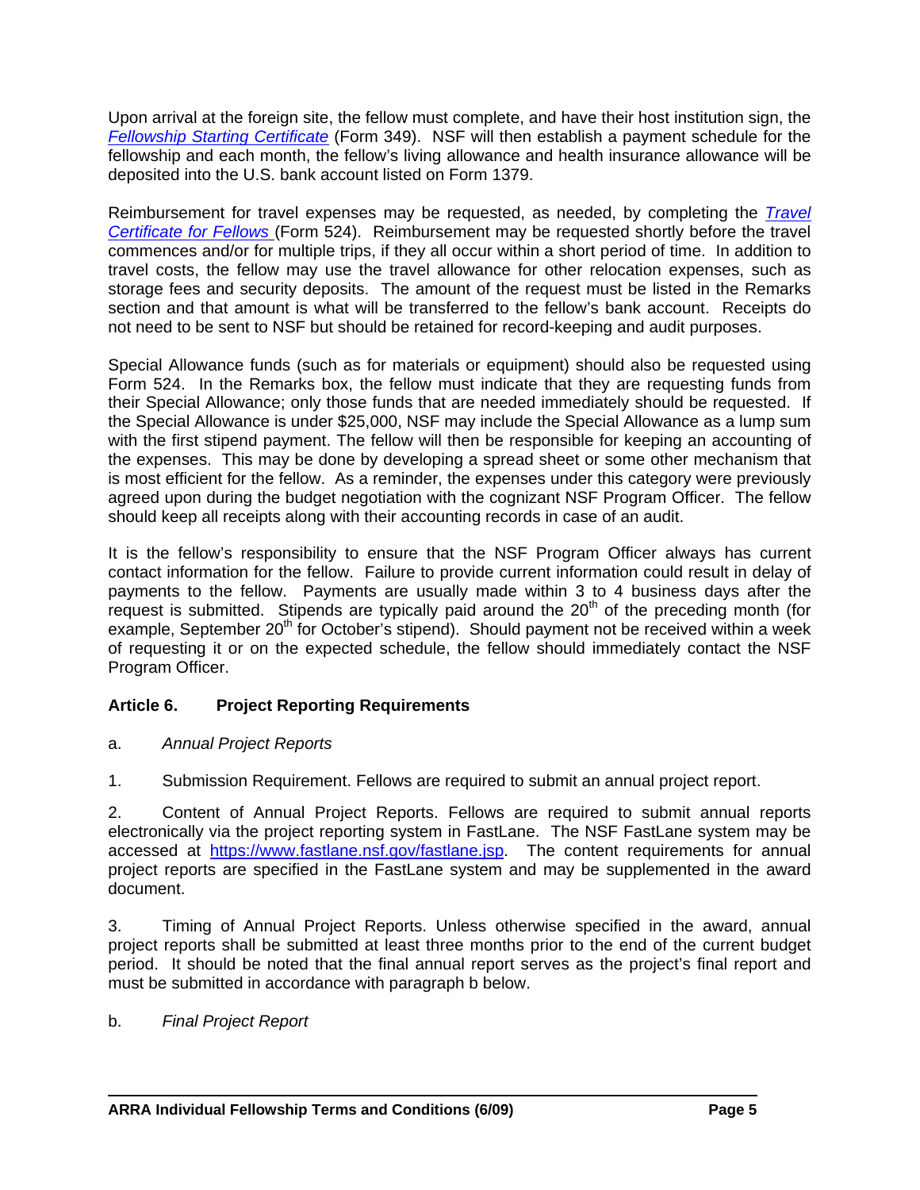Upon arrival at the foreign site, the fellow must complete, and have their host institution sign, the *Fellowship Starting Certificate* (Form 349). NSF will then establish a payment schedule for the fellowship and each month, the fellow's living allowance and health insurance allowance will be deposited into the U.S. bank account listed on Form 1379.

Reimbursement for travel expenses may be requested, as needed, by completing the *Travel Certificate for Fellows* (Form 524). Reimbursement may be requested shortly before the travel commences and/or for multiple trips, if they all occur within a short period of time. In addition to travel costs, the fellow may use the travel allowance for other relocation expenses, such as storage fees and security deposits. The amount of the request must be listed in the Remarks section and that amount is what will be transferred to the fellow's bank account. Receipts do not need to be sent to NSF but should be retained for record-keeping and audit purposes.

Special Allowance funds (such as for materials or equipment) should also be requested using Form 524. In the Remarks box, the fellow must indicate that they are requesting funds from their Special Allowance; only those funds that are needed immediately should be requested. If the Special Allowance is under $25,000, NSF may include the Special Allowance as a lump sum with the first stipend payment. The fellow will then be responsible for keeping an accounting of the expenses. This may be done by developing a spread sheet or some other mechanism that is most efficient for the fellow. As a reminder, the expenses under this category were previously agreed upon during the budget negotiation with the cognizant NSF Program Officer. The fellow should keep all receipts along with their accounting records in case of an audit.

It is the fellow's responsibility to ensure that the NSF Program Officer always has current contact information for the fellow. Failure to provide current information could result in delay of payments to the fellow. Payments are usually made within 3 to 4 business days after the request is submitted. Stipends are typically paid around the 20th of the preceding month (for example, September 20th for October's stipend). Should payment not be received within a week of requesting it or on the expected schedule, the fellow should immediately contact the NSF Program Officer.

## Article 6. Project Reporting Requirements

a. *Annual Project Reports*

1. Submission Requirement. Fellows are required to submit an annual project report.

2. Content of Annual Project Reports. Fellows are required to submit annual reports electronically via the project reporting system in FastLane. The NSF FastLane system may be accessed at https://www.fastlane.nsf.gov/fastlane.jsp. The content requirements for annual project reports are specified in the FastLane system and may be supplemented in the award document.

3. Timing of Annual Project Reports. Unless otherwise specified in the award, annual project reports shall be submitted at least three months prior to the end of the current budget period. It should be noted that the final annual report serves as the project's final report and must be submitted in accordance with paragraph b below.

b. *Final Project Report*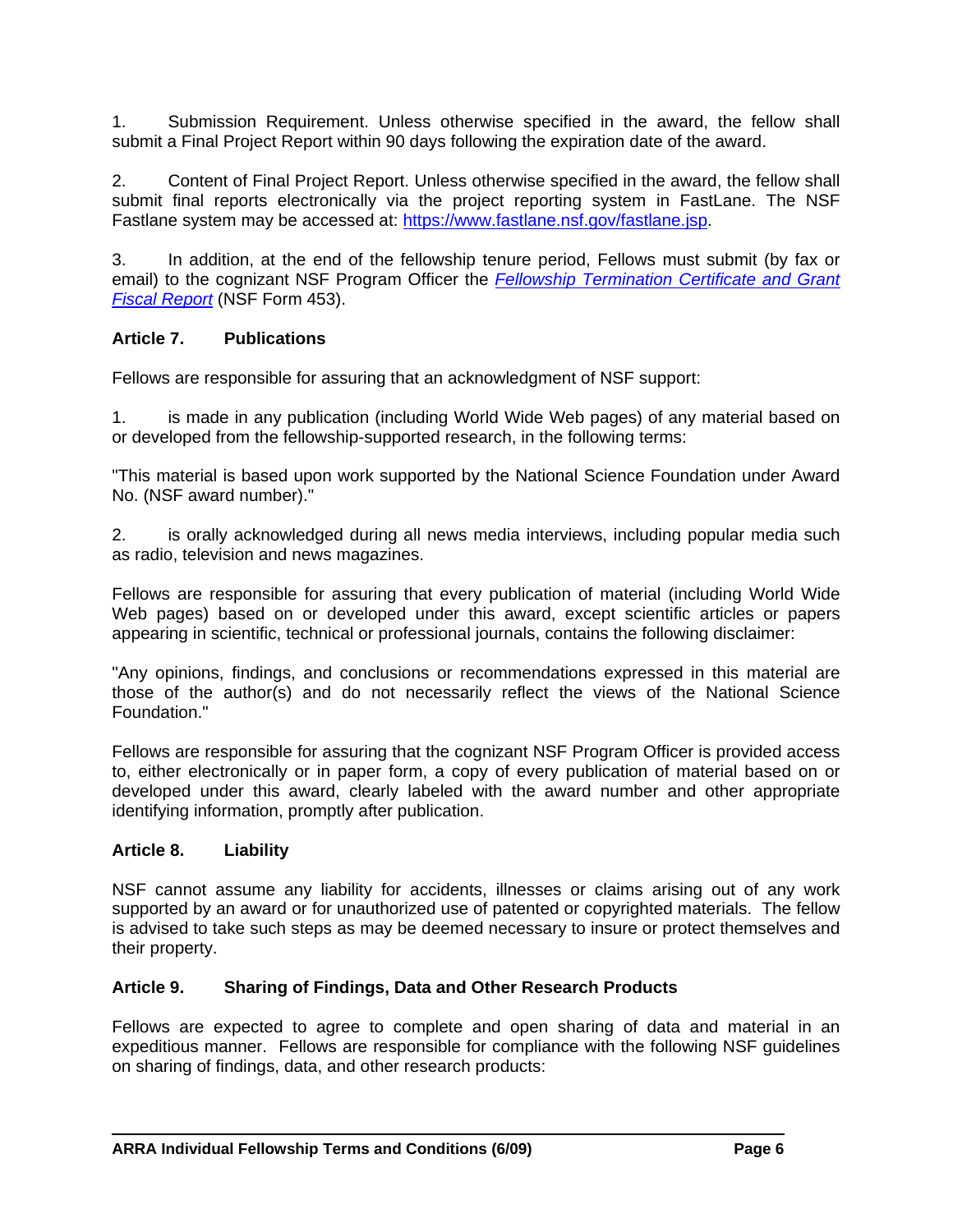1. Submission Requirement. Unless otherwise specified in the award, the fellow shall submit a Final Project Report within 90 days following the expiration date of the award.

2. Content of Final Project Report. Unless otherwise specified in the award, the fellow shall submit final reports electronically via the project reporting system in FastLane. The NSF Fastlane system may be accessed at: [https://www.fastlane.nsf.gov/fastlane.jsp](https://www.fastlane.nsf.gov/fastlane.jsp).

3. In addition, at the end of the fellowship tenure period, Fellows must submit (by fax or email) to the cognizant NSF Program Officer the *Fellowship Termination Certificate and Grant Fiscal Report* (NSF Form 453).

### Article 7. Publications

Fellows are responsible for assuring that an acknowledgment of NSF support:

1. is made in any publication (including World Wide Web pages) of any material based on or developed from the fellowship-supported research, in the following terms:

"This material is based upon work supported by the National Science Foundation under Award No. (NSF award number)."

2. is orally acknowledged during all news media interviews, including popular media such as radio, television and news magazines.

Fellows are responsible for assuring that every publication of material (including World Wide Web pages) based on or developed under this award, except scientific articles or papers appearing in scientific, technical or professional journals, contains the following disclaimer:

"Any opinions, findings, and conclusions or recommendations expressed in this material are those of the author(s) and do not necessarily reflect the views of the National Science Foundation."

Fellows are responsible for assuring that the cognizant NSF Program Officer is provided access to, either electronically or in paper form, a copy of every publication of material based on or developed under this award, clearly labeled with the award number and other appropriate identifying information, promptly after publication.

### Article 8. Liability

NSF cannot assume any liability for accidents, illnesses or claims arising out of any work supported by an award or for unauthorized use of patented or copyrighted materials. The fellow is advised to take such steps as may be deemed necessary to insure or protect themselves and their property.

### Article 9. Sharing of Findings, Data and Other Research Products

Fellows are expected to agree to complete and open sharing of data and material in an expeditious manner. Fellows are responsible for compliance with the following NSF guidelines on sharing of findings, data, and other research products: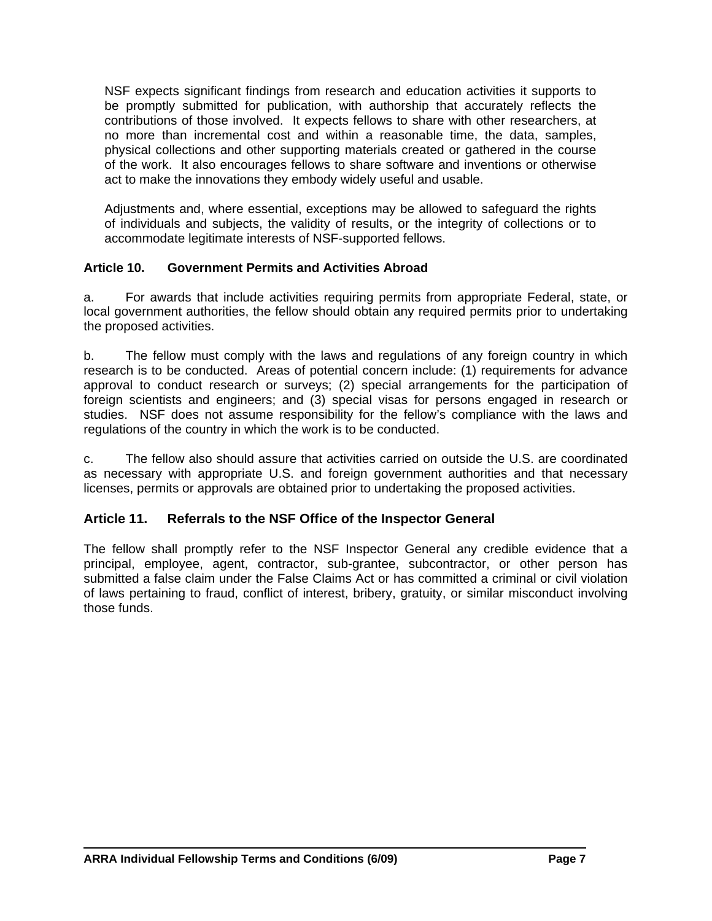NSF expects significant findings from research and education activities it supports to be promptly submitted for publication, with authorship that accurately reflects the contributions of those involved. It expects fellows to share with other researchers, at no more than incremental cost and within a reasonable time, the data, samples, physical collections and other supporting materials created or gathered in the course of the work. It also encourages fellows to share software and inventions or otherwise act to make the innovations they embody widely useful and usable.

Adjustments and, where essential, exceptions may be allowed to safeguard the rights of individuals and subjects, the validity of results, or the integrity of collections or to accommodate legitimate interests of NSF-supported fellows.

### Article 10. Government Permits and Activities Abroad

a. For awards that include activities requiring permits from appropriate Federal, state, or local government authorities, the fellow should obtain any required permits prior to undertaking the proposed activities.

b. The fellow must comply with the laws and regulations of any foreign country in which research is to be conducted. Areas of potential concern include: (1) requirements for advance approval to conduct research or surveys; (2) special arrangements for the participation of foreign scientists and engineers; and (3) special visas for persons engaged in research or studies. NSF does not assume responsibility for the fellow's compliance with the laws and regulations of the country in which the work is to be conducted.

c. The fellow also should assure that activities carried on outside the U.S. are coordinated as necessary with appropriate U.S. and foreign government authorities and that necessary licenses, permits or approvals are obtained prior to undertaking the proposed activities.

## Article 11. Referrals to the NSF Office of the Inspector General

The fellow shall promptly refer to the NSF Inspector General any credible evidence that a principal, employee, agent, contractor, sub-grantee, subcontractor, or other person has submitted a false claim under the False Claims Act or has committed a criminal or civil violation of laws pertaining to fraud, conflict of interest, bribery, gratuity, or similar misconduct involving those funds.